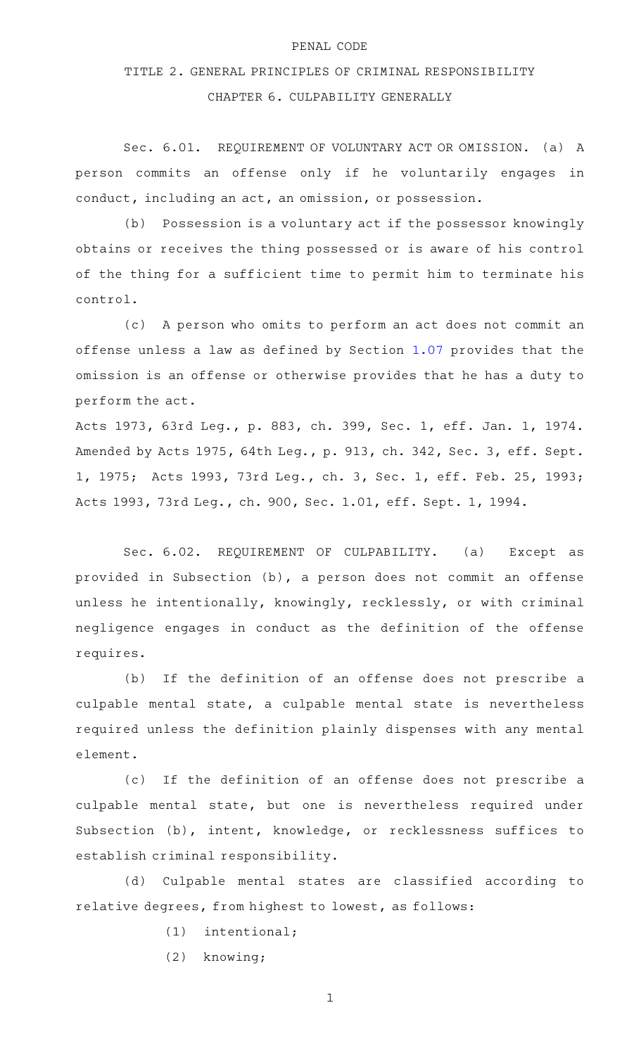# PENAL CODE

## TITLE 2. GENERAL PRINCIPLES OF CRIMINAL RESPONSIBILITY

### CHAPTER 6. CULPABILITY GENERALLY

Sec. 6.01. REQUIREMENT OF VOLUNTARY ACT OR OMISSION. (a) A person commits an offense only if he voluntarily engages in conduct, including an act, an omission, or possession.

(b) Possession is a voluntary act if the possessor knowingly obtains or receives the thing possessed or is aware of his control of the thing for a sufficient time to permit him to terminate his control.

(c) A person who omits to perform an act does not commit an offense unless a law as defined by Section 1.07 provides that the omission is an offense or otherwise provides that he has a duty to perform the act.

Acts 1973, 63rd Leg., p. 883, ch. 399, Sec. 1, eff. Jan. 1, 1974. Amended by Acts 1975, 64th Leg., p. 913, ch. 342, Sec. 3, eff. Sept. 1, 1975; Acts 1993, 73rd Leg., ch. 3, Sec. 1, eff. Feb. 25, 1993; Acts 1993, 73rd Leg., ch. 900, Sec. 1.01, eff. Sept. 1, 1994.

Sec. 6.02. REQUIREMENT OF CULPABILITY. (a) Except as provided in Subsection (b), a person does not commit an offense unless he intentionally, knowingly, recklessly, or with criminal negligence engages in conduct as the definition of the offense requires.

(b) If the definition of an offense does not prescribe a culpable mental state, a culpable mental state is nevertheless required unless the definition plainly dispenses with any mental element.

(c) If the definition of an offense does not prescribe a culpable mental state, but one is nevertheless required under Subsection (b), intent, knowledge, or recklessness suffices to establish criminal responsibility.

(d) Culpable mental states are classified according to relative degrees, from highest to lowest, as follows:

(1) intentional;

(2) knowing;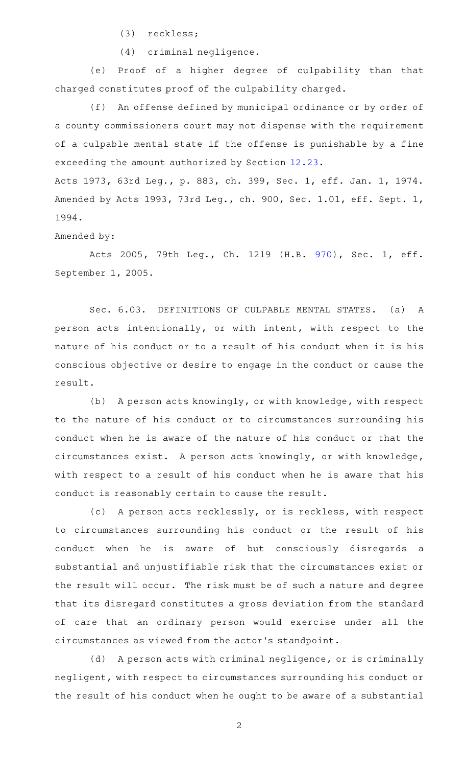(3) reckless;

(4) criminal negligence.

(e) Proof of a higher degree of culpability than that charged constitutes proof of the culpability charged.

(f) An offense defined by municipal ordinance or by order of a county commissioners court may not dispense with the requirement of a culpable mental state if the offense is punishable by a fine exceeding the amount authorized by Section 12.23.

Acts 1973, 63rd Leg., p. 883, ch. 399, Sec. 1, eff. Jan. 1, 1974. Amended by Acts 1993, 73rd Leg., ch. 900, Sec. 1.01, eff. Sept. 1, 1994.

Amended by:

Acts 2005, 79th Leg., Ch. 1219 (H.B. 970), Sec. 1, eff. September 1, 2005.

Sec. 6.03. DEFINITIONS OF CULPABLE MENTAL STATES. (a) A person acts intentionally, or with intent, with respect to the nature of his conduct or to a result of his conduct when it is his conscious objective or desire to engage in the conduct or cause the result.

(b) A person acts knowingly, or with knowledge, with respect to the nature of his conduct or to circumstances surrounding his conduct when he is aware of the nature of his conduct or that the circumstances exist. A person acts knowingly, or with knowledge, with respect to a result of his conduct when he is aware that his conduct is reasonably certain to cause the result.

(c) A person acts recklessly, or is reckless, with respect to circumstances surrounding his conduct or the result of his conduct when he is aware of but consciously disregards a substantial and unjustifiable risk that the circumstances exist or the result will occur. The risk must be of such a nature and degree that its disregard constitutes a gross deviation from the standard of care that an ordinary person would exercise under all the circumstances as viewed from the actor's standpoint.

(d) A person acts with criminal negligence, or is criminally negligent, with respect to circumstances surrounding his conduct or the result of his conduct when he ought to be aware of a substantial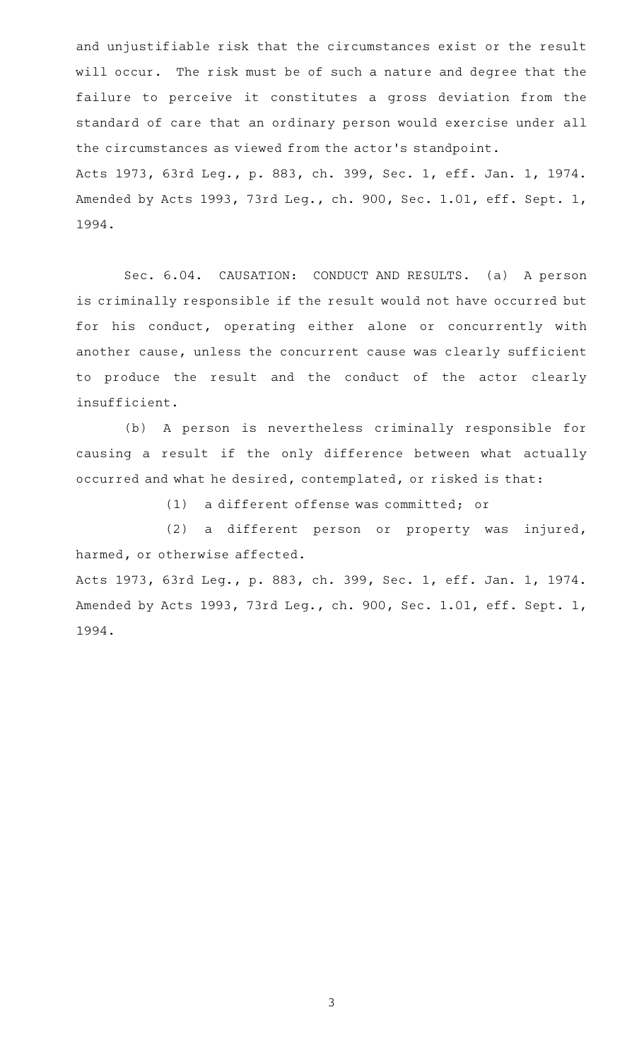and unjustifiable risk that the circumstances exist or the result will occur. The risk must be of such a nature and degree that the failure to perceive it constitutes a gross deviation from the standard of care that an ordinary person would exercise under all the circumstances as viewed from the actor's standpoint.

Acts 1973, 63rd Leg., p. 883, ch. 399, Sec. 1, eff. Jan. 1, 1974. Amended by Acts 1993, 73rd Leg., ch. 900, Sec. 1.01, eff. Sept. 1, 1994.

Sec. 6.04. CAUSATION: CONDUCT AND RESULTS. (a) A person is criminally responsible if the result would not have occurred but for his conduct, operating either alone or concurrently with another cause, unless the concurrent cause was clearly sufficient to produce the result and the conduct of the actor clearly insufficient.

(b) A person is nevertheless criminally responsible for causing a result if the only difference between what actually occurred and what he desired, contemplated, or risked is that:

(1) a different offense was committed; or

(2) a different person or property was injured, harmed, or otherwise affected.

Acts 1973, 63rd Leg., p. 883, ch. 399, Sec. 1, eff. Jan. 1, 1974. Amended by Acts 1993, 73rd Leg., ch. 900, Sec. 1.01, eff. Sept. 1, 1994.